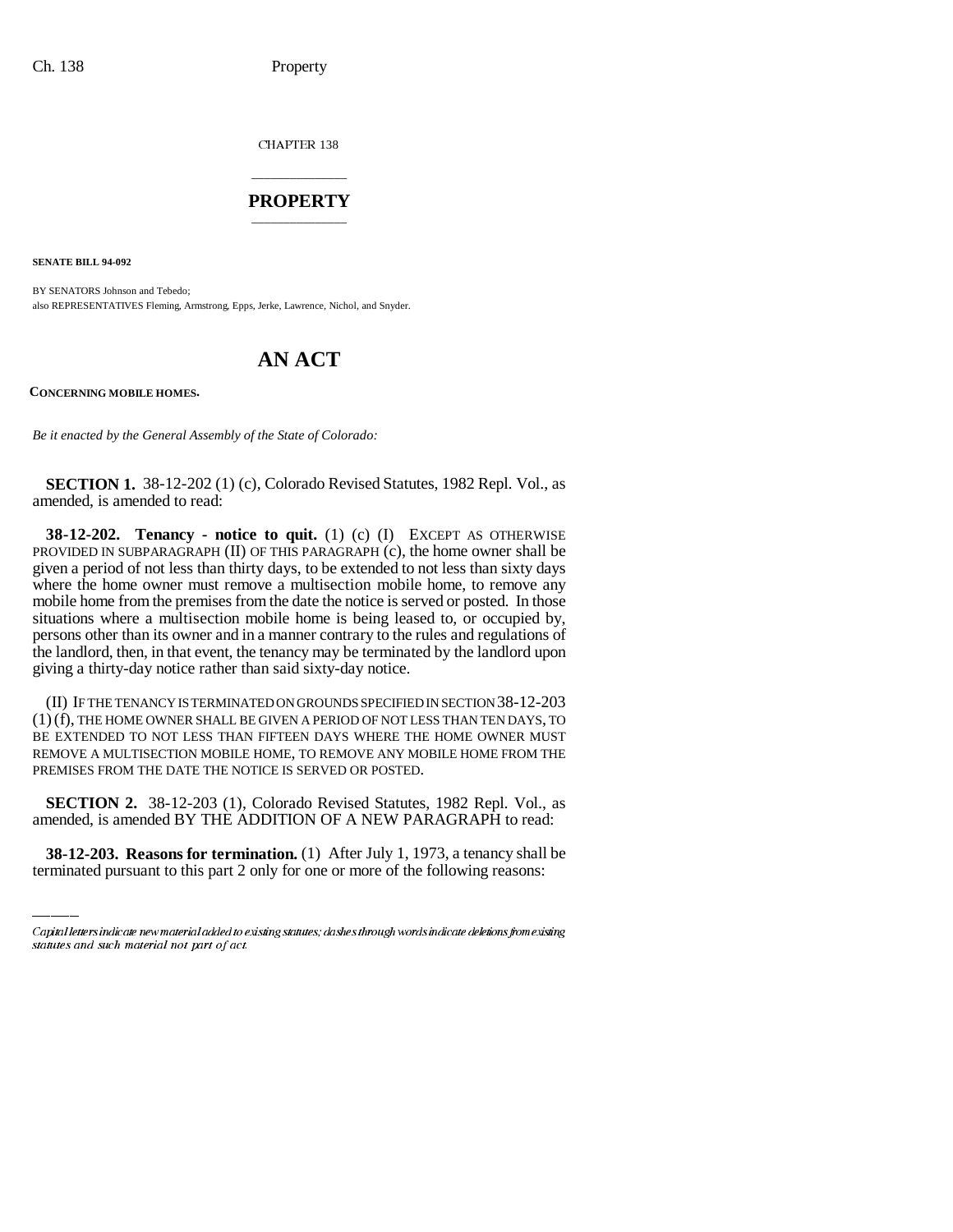CHAPTER 138

# PROPERTY

**SENATE BILL 94-092**

BY SENATORS Johnson and Tebedo;
also REPRESENTATIVES Fleming, Armstrong, Epps, Jerke, Lawrence, Nichol, and Snyder.

# AN ACT

**CONCERNING MOBILE HOMES.**

*Be it enacted by the General Assembly of the State of Colorado:*

**SECTION 1.** 38-12-202 (1) (c), Colorado Revised Statutes, 1982 Repl. Vol., as amended, is amended to read:

**38-12-202. Tenancy - notice to quit.** (1) (c) (I) EXCEPT AS OTHERWISE PROVIDED IN SUBPARAGRAPH (II) OF THIS PARAGRAPH (c), the home owner shall be given a period of not less than thirty days, to be extended to not less than sixty days where the home owner must remove a multisection mobile home, to remove any mobile home from the premises from the date the notice is served or posted. In those situations where a multisection mobile home is being leased to, or occupied by, persons other than its owner and in a manner contrary to the rules and regulations of the landlord, then, in that event, the tenancy may be terminated by the landlord upon giving a thirty-day notice rather than said sixty-day notice.

(II) IF THE TENANCY IS TERMINATED ON GROUNDS SPECIFIED IN SECTION 38-12-203 (1) (f), THE HOME OWNER SHALL BE GIVEN A PERIOD OF NOT LESS THAN TEN DAYS, TO BE EXTENDED TO NOT LESS THAN FIFTEEN DAYS WHERE THE HOME OWNER MUST REMOVE A MULTISECTION MOBILE HOME, TO REMOVE ANY MOBILE HOME FROM THE PREMISES FROM THE DATE THE NOTICE IS SERVED OR POSTED.

**SECTION 2.** 38-12-203 (1), Colorado Revised Statutes, 1982 Repl. Vol., as amended, is amended BY THE ADDITION OF A NEW PARAGRAPH to read:

**38-12-203. Reasons for termination.** (1) After July 1, 1973, a tenancy shall be terminated pursuant to this part 2 only for one or more of the following reasons:

Capital letters indicate new material added to existing statutes; dashes through words indicate deletions from existing statutes and such material not part of act.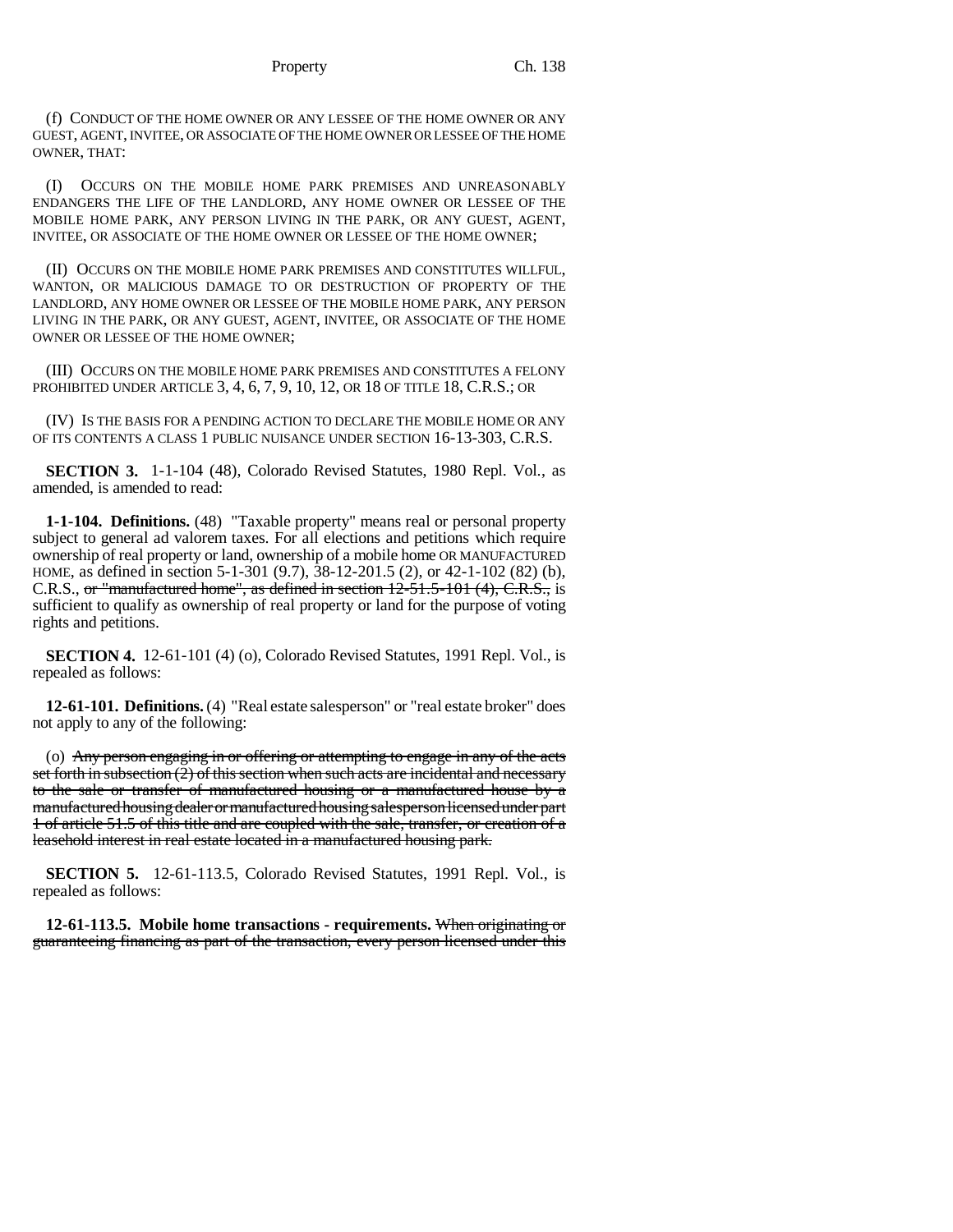(f) CONDUCT OF THE HOME OWNER OR ANY LESSEE OF THE HOME OWNER OR ANY GUEST, AGENT, INVITEE, OR ASSOCIATE OF THE HOME OWNER OR LESSEE OF THE HOME OWNER, THAT:

(I) OCCURS ON THE MOBILE HOME PARK PREMISES AND UNREASONABLY ENDANGERS THE LIFE OF THE LANDLORD, ANY HOME OWNER OR LESSEE OF THE MOBILE HOME PARK, ANY PERSON LIVING IN THE PARK, OR ANY GUEST, AGENT, INVITEE, OR ASSOCIATE OF THE HOME OWNER OR LESSEE OF THE HOME OWNER;

(II) OCCURS ON THE MOBILE HOME PARK PREMISES AND CONSTITUTES WILLFUL, WANTON, OR MALICIOUS DAMAGE TO OR DESTRUCTION OF PROPERTY OF THE LANDLORD, ANY HOME OWNER OR LESSEE OF THE MOBILE HOME PARK, ANY PERSON LIVING IN THE PARK, OR ANY GUEST, AGENT, INVITEE, OR ASSOCIATE OF THE HOME OWNER OR LESSEE OF THE HOME OWNER;

(III) OCCURS ON THE MOBILE HOME PARK PREMISES AND CONSTITUTES A FELONY PROHIBITED UNDER ARTICLE 3, 4, 6, 7, 9, 10, 12, OR 18 OF TITLE 18, C.R.S.; OR

(IV) IS THE BASIS FOR A PENDING ACTION TO DECLARE THE MOBILE HOME OR ANY OF ITS CONTENTS A CLASS 1 PUBLIC NUISANCE UNDER SECTION 16-13-303, C.R.S.

**SECTION 3.** 1-1-104 (48), Colorado Revised Statutes, 1980 Repl. Vol., as amended, is amended to read:

**1-1-104. Definitions.** (48) "Taxable property" means real or personal property subject to general ad valorem taxes. For all elections and petitions which require ownership of real property or land, ownership of a mobile home OR MANUFACTURED HOME, as defined in section 5-1-301 (9.7), 38-12-201.5 (2), or 42-1-102 (82) (b), C.R.S., ~~or "manufactured home", as defined in section 12-51.5-101 (4), C.R.S.,~~ is sufficient to qualify as ownership of real property or land for the purpose of voting rights and petitions.

**SECTION 4.** 12-61-101 (4) (o), Colorado Revised Statutes, 1991 Repl. Vol., is repealed as follows:

**12-61-101. Definitions.** (4) "Real estate salesperson" or "real estate broker" does not apply to any of the following:

(o) ~~Any person engaging in or offering or attempting to engage in any of the acts set forth in subsection (2) of this section when such acts are incidental and necessary to the sale or transfer of manufactured housing or a manufactured house by a manufactured housing dealer or manufactured housing salesperson licensed under part 1 of article 51.5 of this title and are coupled with the sale, transfer, or creation of a leasehold interest in real estate located in a manufactured housing park.~~

**SECTION 5.** 12-61-113.5, Colorado Revised Statutes, 1991 Repl. Vol., is repealed as follows:

**12-61-113.5. Mobile home transactions - requirements.** ~~When originating or guaranteeing financing as part of the transaction, every person licensed under this~~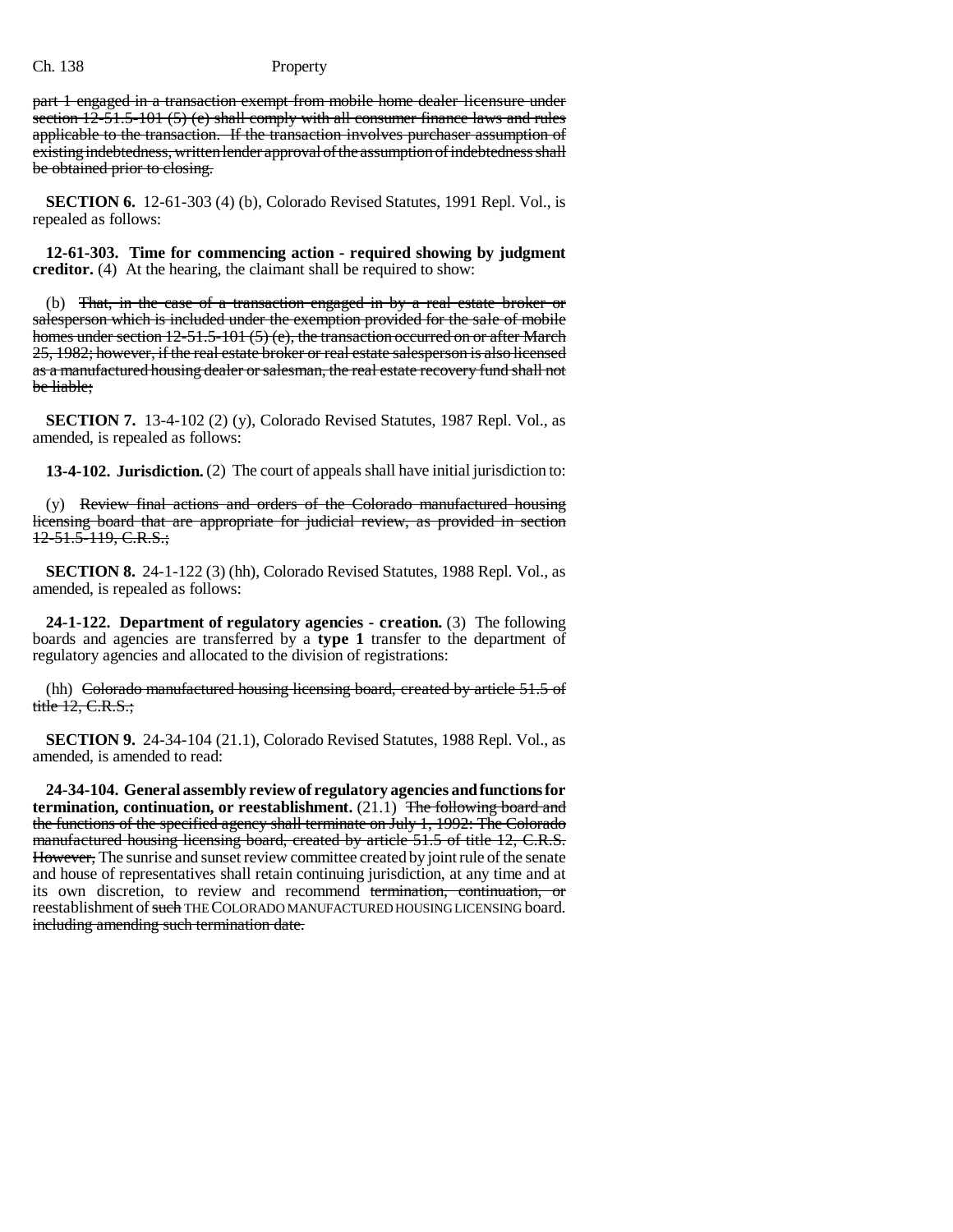part 1 engaged in a transaction exempt from mobile home dealer licensure under section 12-51.5-101 (5) (e) shall comply with all consumer finance laws and rules applicable to the transaction. If the transaction involves purchaser assumption of existing indebtedness, written lender approval of the assumption of indebtedness shall be obtained prior to closing.

**SECTION 6.** 12-61-303 (4) (b), Colorado Revised Statutes, 1991 Repl. Vol., is repealed as follows:

**12-61-303. Time for commencing action - required showing by judgment creditor.** (4) At the hearing, the claimant shall be required to show:

(b) That, in the case of a transaction engaged in by a real estate broker or salesperson which is included under the exemption provided for the sale of mobile homes under section 12-51.5-101 (5) (e), the transaction occurred on or after March 25, 1982; however, if the real estate broker or real estate salesperson is also licensed as a manufactured housing dealer or salesman, the real estate recovery fund shall not be liable;

**SECTION 7.** 13-4-102 (2) (y), Colorado Revised Statutes, 1987 Repl. Vol., as amended, is repealed as follows:

**13-4-102. Jurisdiction.** (2) The court of appeals shall have initial jurisdiction to:

(y) Review final actions and orders of the Colorado manufactured housing licensing board that are appropriate for judicial review, as provided in section 12-51.5-119, C.R.S.;

**SECTION 8.** 24-1-122 (3) (hh), Colorado Revised Statutes, 1988 Repl. Vol., as amended, is repealed as follows:

**24-1-122. Department of regulatory agencies - creation.** (3) The following boards and agencies are transferred by a **type 1** transfer to the department of regulatory agencies and allocated to the division of registrations:

(hh) Colorado manufactured housing licensing board, created by article 51.5 of title 12, C.R.S.;

**SECTION 9.** 24-34-104 (21.1), Colorado Revised Statutes, 1988 Repl. Vol., as amended, is amended to read:

**24-34-104. General assembly review of regulatory agencies and functions for termination, continuation, or reestablishment.** (21.1) The following board and the functions of the specified agency shall terminate on July 1, 1992: The Colorado manufactured housing licensing board, created by article 51.5 of title 12, C.R.S. However, The sunrise and sunset review committee created by joint rule of the senate and house of representatives shall retain continuing jurisdiction, at any time and at its own discretion, to review and recommend termination, continuation, or reestablishment of such THE COLORADO MANUFACTURED HOUSING LICENSING board. including amending such termination date.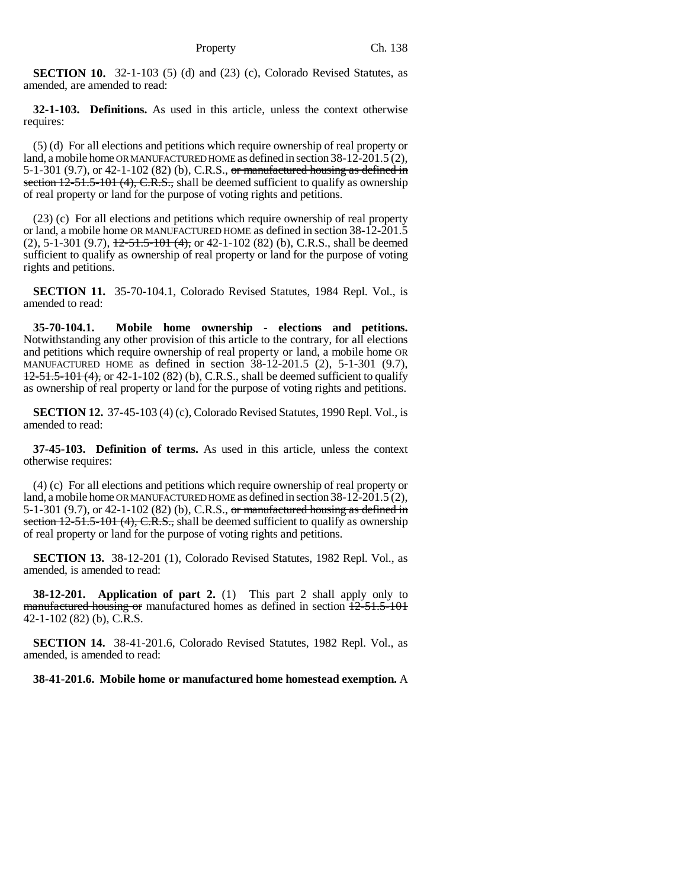**SECTION 10.** 32-1-103 (5) (d) and (23) (c), Colorado Revised Statutes, as amended, are amended to read:

**32-1-103. Definitions.** As used in this article, unless the context otherwise requires:

(5) (d) For all elections and petitions which require ownership of real property or land, a mobile home OR MANUFACTURED HOME as defined in section 38-12-201.5 (2), 5-1-301 (9.7), or 42-1-102 (82) (b), C.R.S., ~~or manufactured housing as defined in section 12-51.5-101 (4), C.R.S.,~~ shall be deemed sufficient to qualify as ownership of real property or land for the purpose of voting rights and petitions.

(23) (c) For all elections and petitions which require ownership of real property or land, a mobile home OR MANUFACTURED HOME as defined in section 38-12-201.5 (2), 5-1-301 (9.7), ~~12-51.5-101 (4),~~ or 42-1-102 (82) (b), C.R.S., shall be deemed sufficient to qualify as ownership of real property or land for the purpose of voting rights and petitions.

**SECTION 11.** 35-70-104.1, Colorado Revised Statutes, 1984 Repl. Vol., is amended to read:

**35-70-104.1. Mobile home ownership - elections and petitions.** Notwithstanding any other provision of this article to the contrary, for all elections and petitions which require ownership of real property or land, a mobile home OR MANUFACTURED HOME as defined in section 38-12-201.5 (2), 5-1-301 (9.7), ~~12-51.5-101 (4),~~ or 42-1-102 (82) (b), C.R.S., shall be deemed sufficient to qualify as ownership of real property or land for the purpose of voting rights and petitions.

**SECTION 12.** 37-45-103 (4) (c), Colorado Revised Statutes, 1990 Repl. Vol., is amended to read:

**37-45-103. Definition of terms.** As used in this article, unless the context otherwise requires:

(4) (c) For all elections and petitions which require ownership of real property or land, a mobile home OR MANUFACTURED HOME as defined in section 38-12-201.5 (2), 5-1-301 (9.7), or 42-1-102 (82) (b), C.R.S., ~~or manufactured housing as defined in section 12-51.5-101 (4), C.R.S.,~~ shall be deemed sufficient to qualify as ownership of real property or land for the purpose of voting rights and petitions.

**SECTION 13.** 38-12-201 (1), Colorado Revised Statutes, 1982 Repl. Vol., as amended, is amended to read:

**38-12-201. Application of part 2.** (1) This part 2 shall apply only to ~~manufactured housing or~~ manufactured homes as defined in section ~~12-51.5-101~~ 42-1-102 (82) (b), C.R.S.

**SECTION 14.** 38-41-201.6, Colorado Revised Statutes, 1982 Repl. Vol., as amended, is amended to read:

**38-41-201.6. Mobile home or manufactured home homestead exemption.** A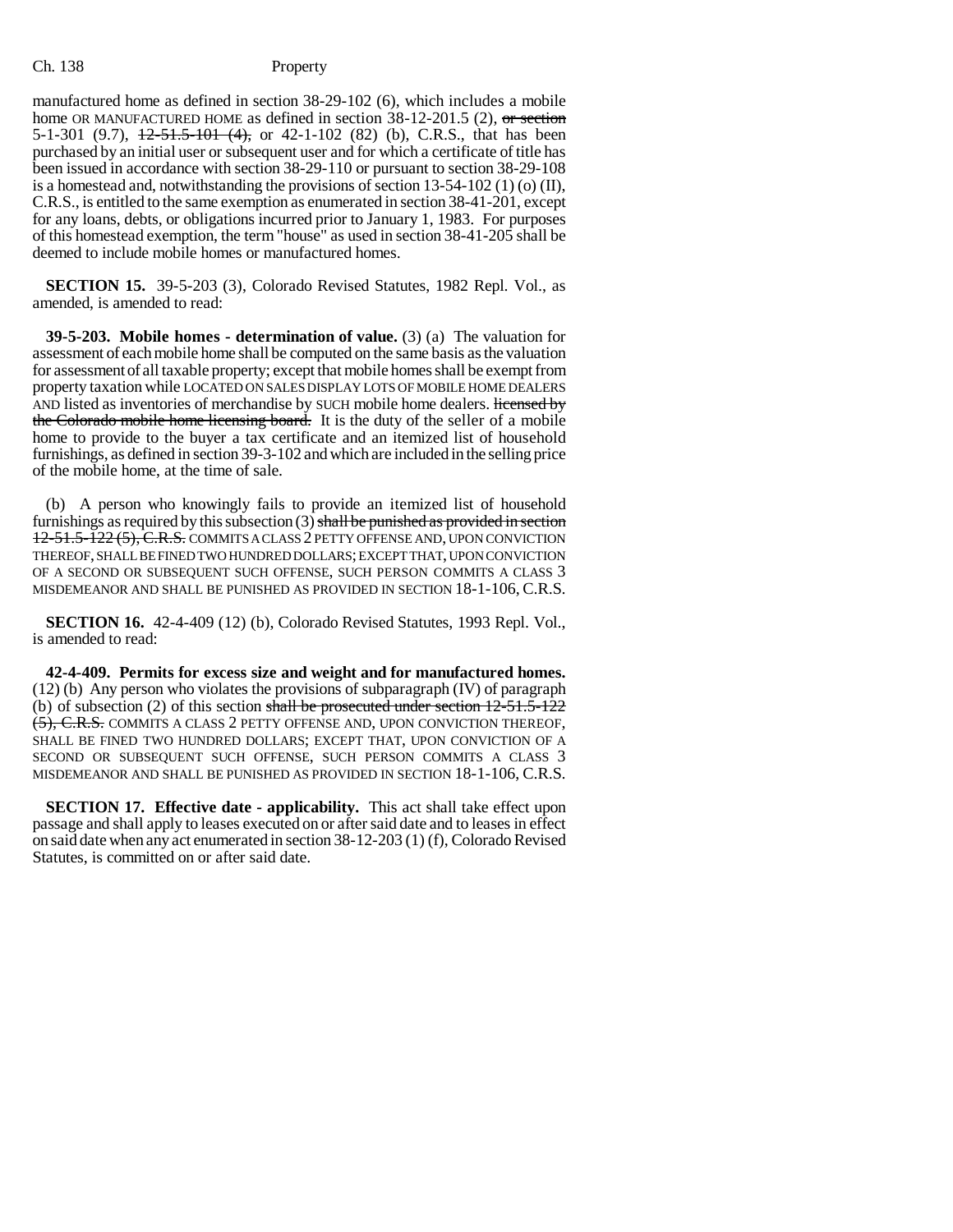manufactured home as defined in section 38-29-102 (6), which includes a mobile home OR MANUFACTURED HOME as defined in section 38-12-201.5 (2), ~~or section~~ 5-1-301 (9.7), ~~12-51.5-101 (4),~~ or 42-1-102 (82) (b), C.R.S., that has been purchased by an initial user or subsequent user and for which a certificate of title has been issued in accordance with section 38-29-110 or pursuant to section 38-29-108 is a homestead and, notwithstanding the provisions of section 13-54-102 (1) (o) (II), C.R.S., is entitled to the same exemption as enumerated in section 38-41-201, except for any loans, debts, or obligations incurred prior to January 1, 1983. For purposes of this homestead exemption, the term "house" as used in section 38-41-205 shall be deemed to include mobile homes or manufactured homes.

**SECTION 15.** 39-5-203 (3), Colorado Revised Statutes, 1982 Repl. Vol., as amended, is amended to read:

**39-5-203. Mobile homes - determination of value.** (3) (a) The valuation for assessment of each mobile home shall be computed on the same basis as the valuation for assessment of all taxable property; except that mobile homes shall be exempt from property taxation while LOCATED ON SALES DISPLAY LOTS OF MOBILE HOME DEALERS AND listed as inventories of merchandise by SUCH mobile home dealers. ~~licensed by the Colorado mobile home licensing board.~~ It is the duty of the seller of a mobile home to provide to the buyer a tax certificate and an itemized list of household furnishings, as defined in section 39-3-102 and which are included in the selling price of the mobile home, at the time of sale.

(b) A person who knowingly fails to provide an itemized list of household furnishings as required by this subsection (3) ~~shall be punished as provided in section 12-51.5-122 (5), C.R.S.~~ COMMITS A CLASS 2 PETTY OFFENSE AND, UPON CONVICTION THEREOF, SHALL BE FINED TWO HUNDRED DOLLARS; EXCEPT THAT, UPON CONVICTION OF A SECOND OR SUBSEQUENT SUCH OFFENSE, SUCH PERSON COMMITS A CLASS 3 MISDEMEANOR AND SHALL BE PUNISHED AS PROVIDED IN SECTION 18-1-106, C.R.S.

**SECTION 16.** 42-4-409 (12) (b), Colorado Revised Statutes, 1993 Repl. Vol., is amended to read:

**42-4-409. Permits for excess size and weight and for manufactured homes.** (12) (b) Any person who violates the provisions of subparagraph (IV) of paragraph (b) of subsection (2) of this section ~~shall be prosecuted under section 12-51.5-122 (5), C.R.S.~~ COMMITS A CLASS 2 PETTY OFFENSE AND, UPON CONVICTION THEREOF, SHALL BE FINED TWO HUNDRED DOLLARS; EXCEPT THAT, UPON CONVICTION OF A SECOND OR SUBSEQUENT SUCH OFFENSE, SUCH PERSON COMMITS A CLASS 3 MISDEMEANOR AND SHALL BE PUNISHED AS PROVIDED IN SECTION 18-1-106, C.R.S.

**SECTION 17. Effective date - applicability.** This act shall take effect upon passage and shall apply to leases executed on or after said date and to leases in effect on said date when any act enumerated in section 38-12-203 (1) (f), Colorado Revised Statutes, is committed on or after said date.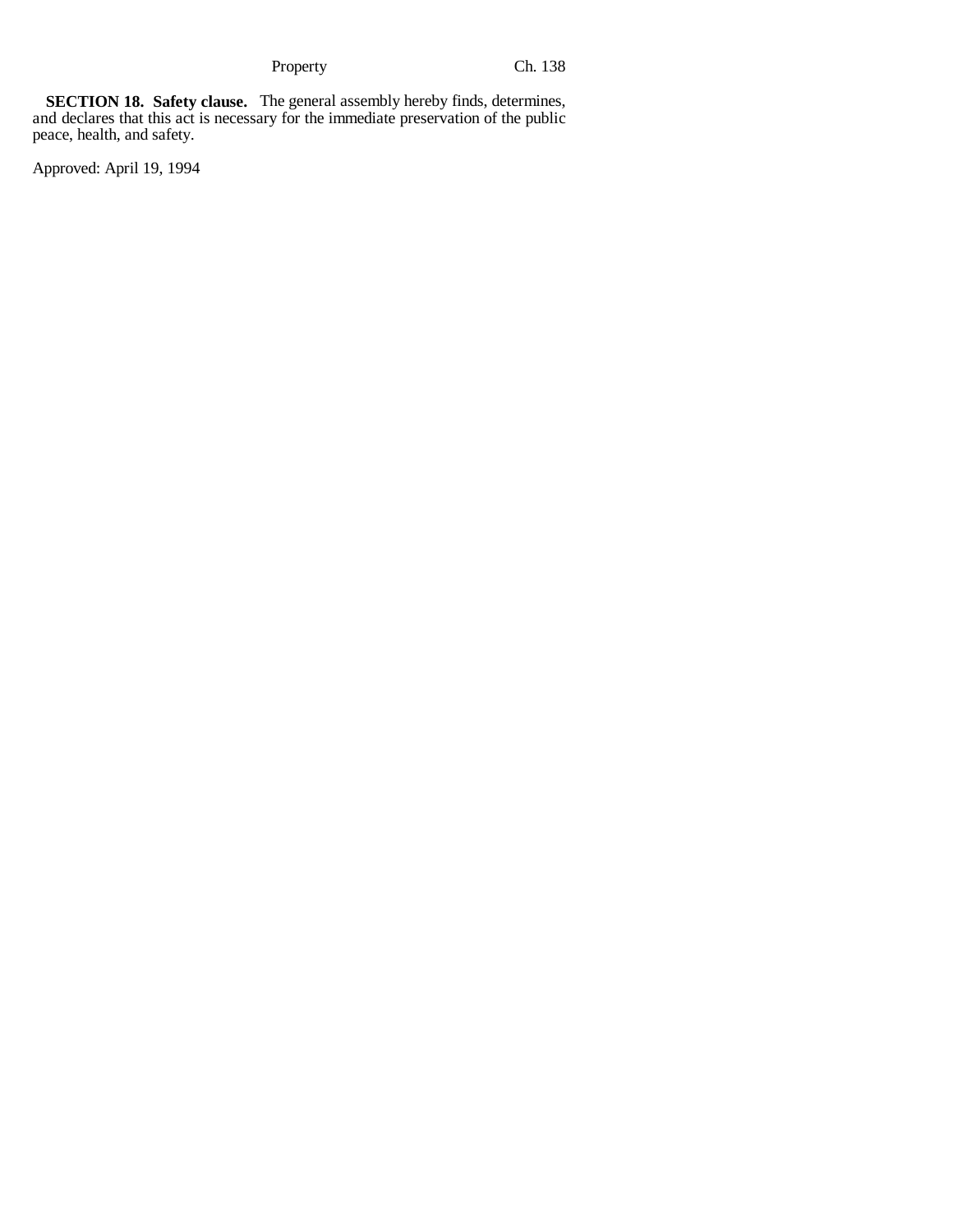**SECTION 18. Safety clause.** The general assembly hereby finds, determines, and declares that this act is necessary for the immediate preservation of the public peace, health, and safety.

Approved: April 19, 1994